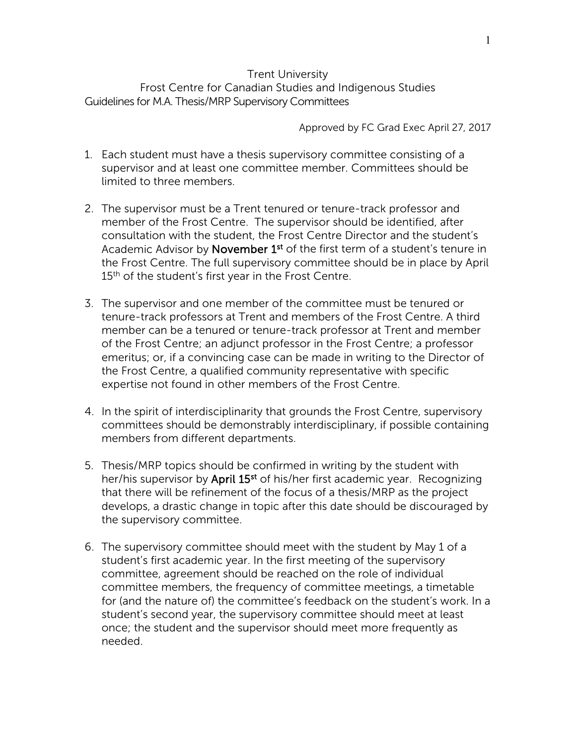# Trent University

## Frost Centre for Canadian Studies and Indigenous Studies

### Guidelines for M.A. Thesis/MRP Supervisory Committees

Approved by FC Grad Exec April 27, 2017

1. Each student must have a thesis supervisory committee consisting of a supervisor and at least one committee member. Committees should be limited to three members.

2. The supervisor must be a Trent tenured or tenure-track professor and member of the Frost Centre. The supervisor should be identified, after consultation with the student, the Frost Centre Director and the student's Academic Advisor by **November 1st** of the first term of a student's tenure in the Frost Centre. The full supervisory committee should be in place by April 15th of the student's first year in the Frost Centre.

3. The supervisor and one member of the committee must be tenured or tenure-track professors at Trent and members of the Frost Centre. A third member can be a tenured or tenure-track professor at Trent and member of the Frost Centre; an adjunct professor in the Frost Centre; a professor emeritus; or, if a convincing case can be made in writing to the Director of the Frost Centre, a qualified community representative with specific expertise not found in other members of the Frost Centre.

4. In the spirit of interdisciplinarity that grounds the Frost Centre, supervisory committees should be demonstrably interdisciplinary, if possible containing members from different departments.

5. Thesis/MRP topics should be confirmed in writing by the student with her/his supervisor by **April 15th** of his/her first academic year. Recognizing that there will be refinement of the focus of a thesis/MRP as the project develops, a drastic change in topic after this date should be discouraged by the supervisory committee.

6. The supervisory committee should meet with the student by May 1 of a student's first academic year. In the first meeting of the supervisory committee, agreement should be reached on the role of individual committee members, the frequency of committee meetings, a timetable for (and the nature of) the committee's feedback on the student's work. In a student's second year, the supervisory committee should meet at least once; the student and the supervisor should meet more frequently as needed.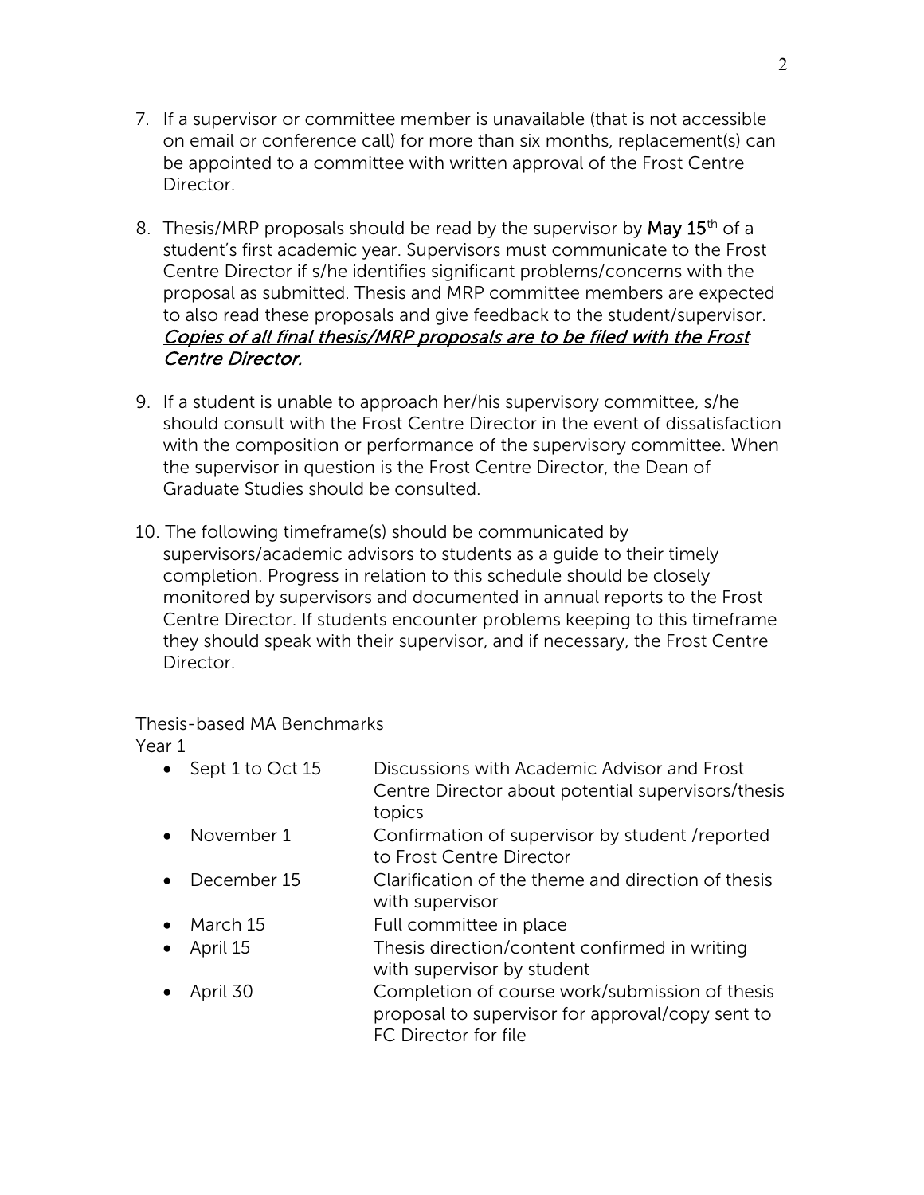7. If a supervisor or committee member is unavailable (that is not accessible on email or conference call) for more than six months, replacement(s) can be appointed to a committee with written approval of the Frost Centre Director.

8. Thesis/MRP proposals should be read by the supervisor by **May 15th** of a student's first academic year. Supervisors must communicate to the Frost Centre Director if s/he identifies significant problems/concerns with the proposal as submitted. Thesis and MRP committee members are expected to also read these proposals and give feedback to the student/supervisor. ***Copies of all final thesis/MRP proposals are to be filed with the Frost Centre Director.***

9. If a student is unable to approach her/his supervisory committee, s/he should consult with the Frost Centre Director in the event of dissatisfaction with the composition or performance of the supervisory committee. When the supervisor in question is the Frost Centre Director, the Dean of Graduate Studies should be consulted.

10. The following timeframe(s) should be communicated by supervisors/academic advisors to students as a guide to their timely completion. Progress in relation to this schedule should be closely monitored by supervisors and documented in annual reports to the Frost Centre Director. If students encounter problems keeping to this timeframe they should speak with their supervisor, and if necessary, the Frost Centre Director.

Thesis-based MA Benchmarks

Year 1

- Sept 1 to Oct 15 — Discussions with Academic Advisor and Frost Centre Director about potential supervisors/thesis topics
- November 1 — Confirmation of supervisor by student /reported to Frost Centre Director
- December 15 — Clarification of the theme and direction of thesis with supervisor
- March 15 — Full committee in place
- April 15 — Thesis direction/content confirmed in writing with supervisor by student
- April 30 — Completion of course work/submission of thesis proposal to supervisor for approval/copy sent to FC Director for file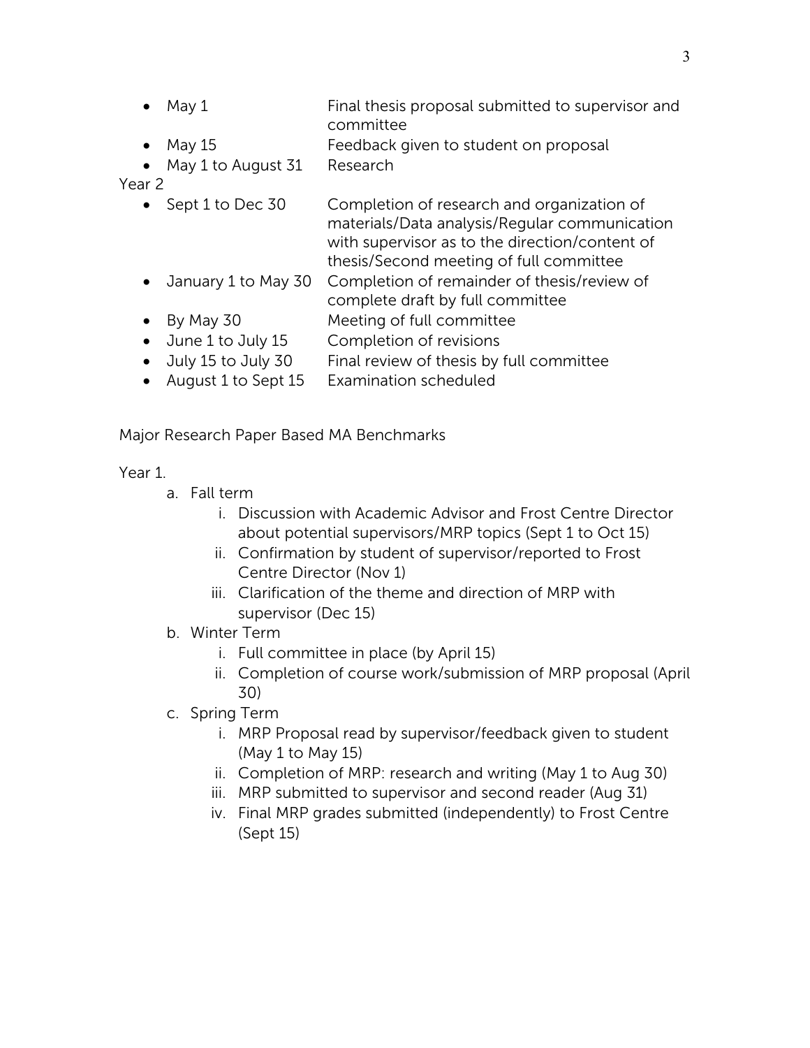- May 1 — Final thesis proposal submitted to supervisor and committee
- May 15 — Feedback given to student on proposal
- May 1 to August 31 — Research

Year 2

- Sept 1 to Dec 30 — Completion of research and organization of materials/Data analysis/Regular communication with supervisor as to the direction/content of thesis/Second meeting of full committee
- January 1 to May 30 — Completion of remainder of thesis/review of complete draft by full committee
- By May 30 — Meeting of full committee
- June 1 to July 15 — Completion of revisions
- July 15 to July 30 — Final review of thesis by full committee
- August 1 to Sept 15 — Examination scheduled

Major Research Paper Based MA Benchmarks

Year 1.

a. Fall term
   i. Discussion with Academic Advisor and Frost Centre Director about potential supervisors/MRP topics (Sept 1 to Oct 15)
   ii. Confirmation by student of supervisor/reported to Frost Centre Director (Nov 1)
   iii. Clarification of the theme and direction of MRP with supervisor (Dec 15)
b. Winter Term
   i. Full committee in place (by April 15)
   ii. Completion of course work/submission of MRP proposal (April 30)
c. Spring Term
   i. MRP Proposal read by supervisor/feedback given to student (May 1 to May 15)
   ii. Completion of MRP: research and writing (May 1 to Aug 30)
   iii. MRP submitted to supervisor and second reader (Aug 31)
   iv. Final MRP grades submitted (independently) to Frost Centre (Sept 15)